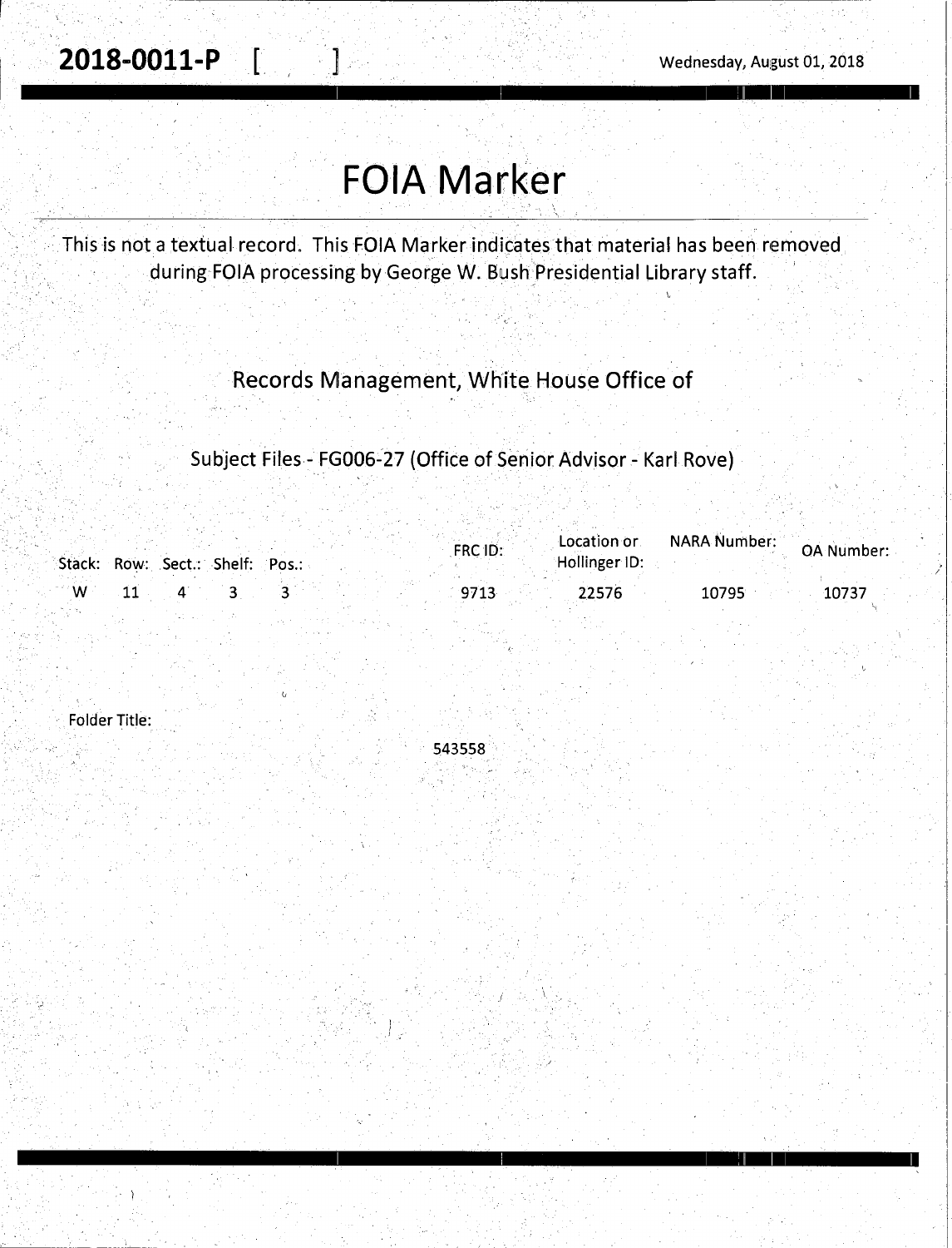**2018-0011-P** [ ]

Wednesday, August 01, 2018

# FOIA Marker

This is not a textual record. This FOIA Marker indicates that material has been removed during FOIA processing by George W. Bush Presidential Library staff.

## Records Management, White House Office of

### Subject Files - FG006-27 (Office of Senior Advisor - Karl Rove)

| Stack: | Row: | Sect.: | Shelf: | Pos.: | FRC ID: | Location or Hollinger ID: | NARA Number: | OA Number: |
|---|---|---|---|---|---|---|---|---|
| W | 11 | 4 | 3 | 3 | 9713 | 22576 | 10795 | 10737 |

Folder Title:

543558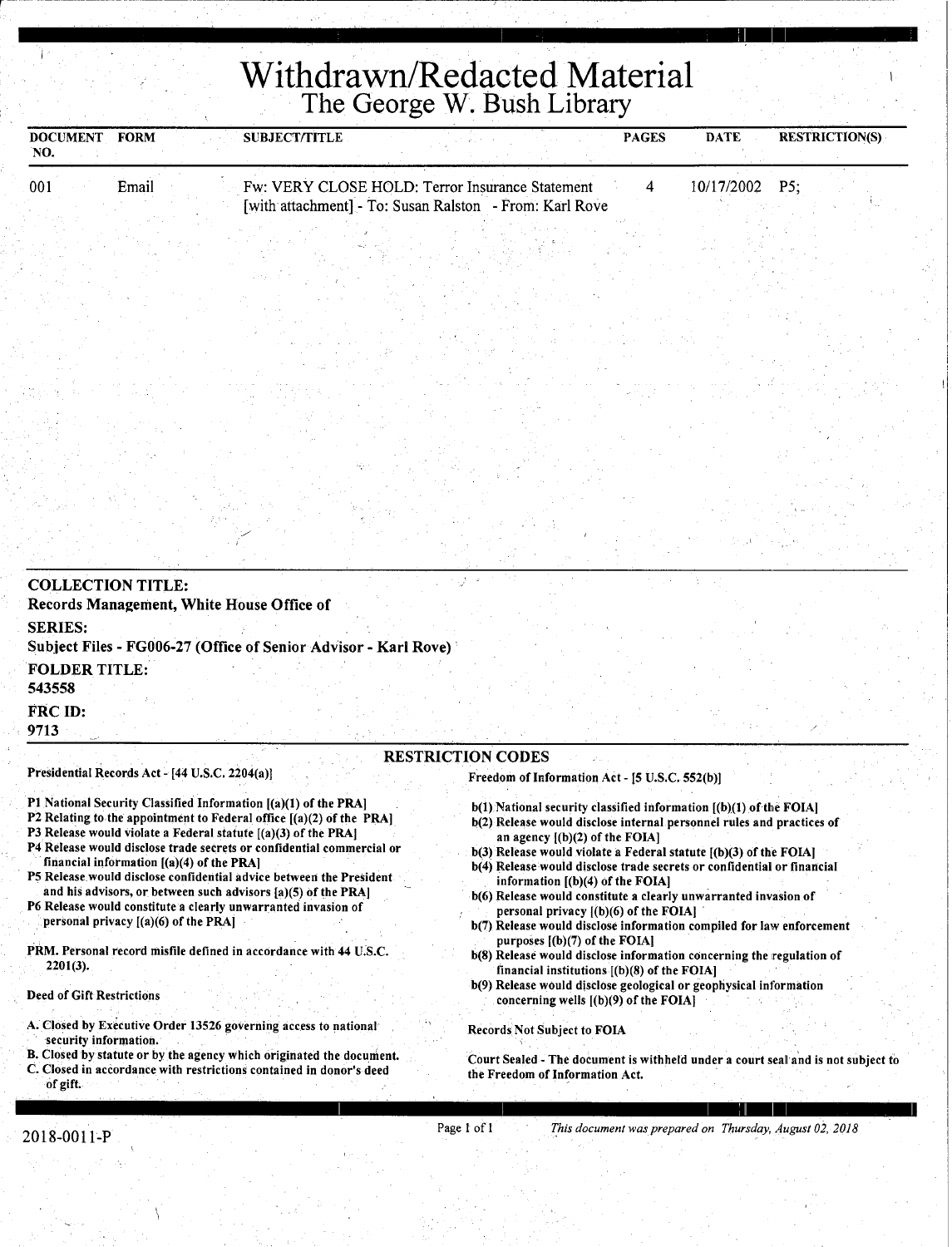# Withdrawn/Redacted Material
## The George W. Bush Library

| DOCUMENT NO. | FORM | SUBJECT/TITLE | PAGES | DATE | RESTRICTION(S) |
|---|---|---|---|---|---|
| 001 | Email | Fw: VERY CLOSE HOLD: Terror Insurance Statement [with attachment] - To: Susan Ralston - From: Karl Rove | 4 | 10/17/2002 | P5; |

**COLLECTION TITLE:**
Records Management, White House Office of

**SERIES:**
Subject Files - FG006-27 (Office of Senior Advisor - Karl Rove)

**FOLDER TITLE:**
543558

**FRC ID:**
9713

## RESTRICTION CODES

**Presidential Records Act - [44 U.S.C. 2204(a)]**

P1 National Security Classified Information [(a)(1) of the PRA]
P2 Relating to the appointment to Federal office [(a)(2) of the PRA]
P3 Release would violate a Federal statute [(a)(3) of the PRA]
P4 Release would disclose trade secrets or confidential commercial or financial information [(a)(4) of the PRA]
P5 Release would disclose confidential advice between the President and his advisors, or between such advisors [a)(5) of the PRA]
P6 Release would constitute a clearly unwarranted invasion of personal privacy [(a)(6) of the PRA]

PRM. Personal record misfile defined in accordance with 44 U.S.C. 2201(3).

Deed of Gift Restrictions

A. Closed by Executive Order 13526 governing access to national security information.
B. Closed by statute or by the agency which originated the document.
C. Closed in accordance with restrictions contained in donor's deed of gift.

**Freedom of Information Act - [5 U.S.C. 552(b)]**

b(1) National security classified information [(b)(1) of the FOIA]
b(2) Release would disclose internal personnel rules and practices of an agency [(b)(2) of the FOIA]
b(3) Release would violate a Federal statute [(b)(3) of the FOIA]
b(4) Release would disclose trade secrets or confidential or financial information [(b)(4) of the FOIA]
b(6) Release would constitute a clearly unwarranted invasion of personal privacy [(b)(6) of the FOIA]
b(7) Release would disclose information compiled for law enforcement purposes [(b)(7) of the FOIA]
b(8) Release would disclose information concerning the regulation of financial institutions [(b)(8) of the FOIA]
b(9) Release would disclose geological or geophysical information concerning wells [(b)(9) of the FOIA]

Records Not Subject to FOIA

Court Sealed - The document is withheld under a court seal and is not subject to the Freedom of Information Act.

2018-0011-P

*This document was prepared on Thursday, August 02, 2018*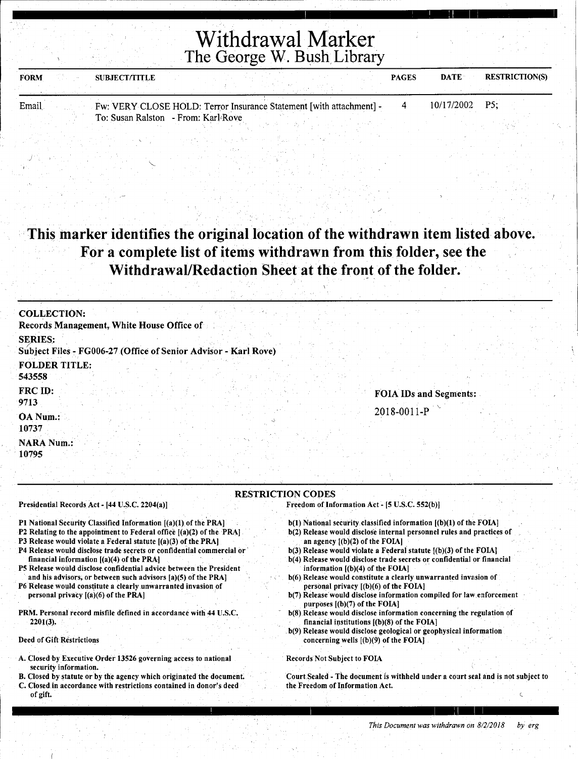# Withdrawal Marker
## The George W. Bush Library

| FORM | SUBJECT/TITLE | PAGES | DATE | RESTRICTION(S) |
|---|---|---|---|---|
| Email | Fw: VERY CLOSE HOLD: Terror Insurance Statement [with attachment] - To: Susan Ralston - From: Karl Rove | 4 | 10/17/2002 | P5; |

**This marker identifies the original location of the withdrawn item listed above. For a complete list of items withdrawn from this folder, see the Withdrawal/Redaction Sheet at the front of the folder.**

**COLLECTION:**
Records Management, White House Office of

**SERIES:**
Subject Files - FG006-27 (Office of Senior Advisor - Karl Rove)

**FOLDER TITLE:**
543558

**FRC ID:**
9713

**OA Num.:**
10737

**NARA Num.:**
10795

**FOIA IDs and Segments:**

2018-0011-P

**RESTRICTION CODES**

Presidential Records Act - [44 U.S.C. 2204(a)]

P1 National Security Classified Information [(a)(1) of the PRA]
P2 Relating to the appointment to Federal office [(a)(2) of the PRA]
P3 Release would violate a Federal statute [(a)(3) of the PRA]
P4 Release would disclose trade secrets or confidential commercial or financial information [(a)(4) of the PRA]
P5 Release would disclose confidential advice between the President and his advisors, or between such advisors [a)(5) of the PRA]
P6 Release would constitute a clearly unwarranted invasion of personal privacy [(a)(6) of the PRA]

PRM. Personal record misfile defined in accordance with 44 U.S.C. 2201(3).

Deed of Gift Restrictions

A. Closed by Executive Order 13526 governing access to national security information.
B. Closed by statute or by the agency which originated the document.
C. Closed in accordance with restrictions contained in donor's deed of gift.

Freedom of Information Act - [5 U.S.C. 552(b)]

b(1) National security classified information [(b)(1) of the FOIA]
b(2) Release would disclose internal personnel rules and practices of an agency [(b)(2) of the FOIA]
b(3) Release would violate a Federal statute [(b)(3) of the FOIA]
b(4) Release would disclose trade secrets or confidential or financial information [(b)(4) of the FOIA]
b(6) Release would constitute a clearly unwarranted invasion of personal privacy [(b)(6) of the FOIA]
b(7) Release would disclose information compiled for law enforcement purposes [(b)(7) of the FOIA]
b(8) Release would disclose information concerning the regulation of financial institutions [(b)(8) of the FOIA]
b(9) Release would disclose geological or geophysical information concerning wells [(b)(9) of the FOIA]

Records Not Subject to FOIA

Court Sealed - The document is withheld under a court seal and is not subject to the Freedom of Information Act.

*This Document was withdrawn on 8/2/2018 by erg*